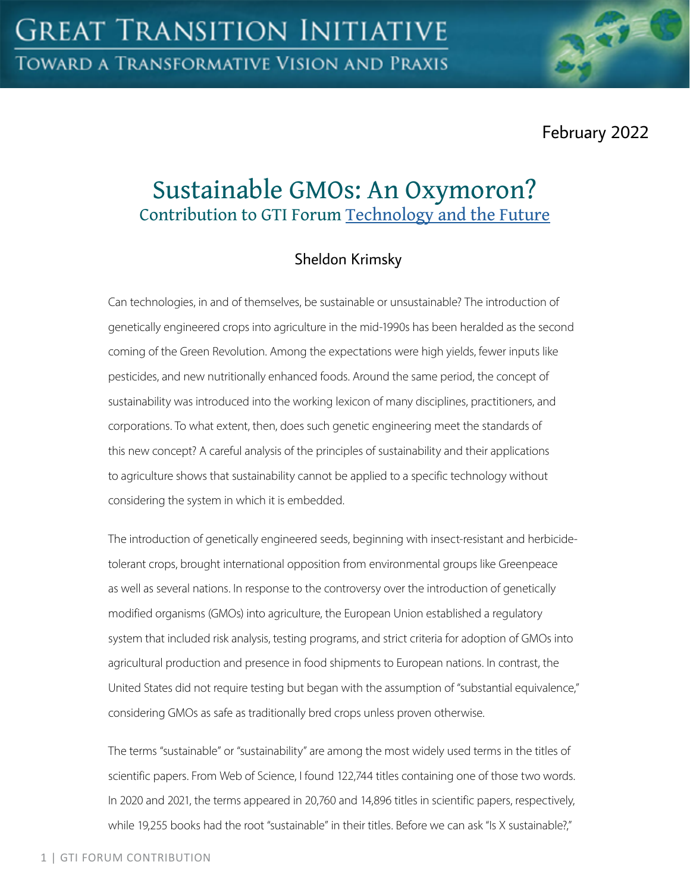# Great Transition Initiative

## Toward a Transformative Vision and Praxis

February 2022

# Sustainable GMOs: An Oxymoron?

## Contribution to GTI Forum Technology and the Future

Sheldon Krimsky

Can technologies, in and of themselves, be sustainable or unsustainable? The introduction of genetically engineered crops into agriculture in the mid-1990s has been heralded as the second coming of the Green Revolution. Among the expectations were high yields, fewer inputs like pesticides, and new nutritionally enhanced foods. Around the same period, the concept of sustainability was introduced into the working lexicon of many disciplines, practitioners, and corporations. To what extent, then, does such genetic engineering meet the standards of this new concept? A careful analysis of the principles of sustainability and their applications to agriculture shows that sustainability cannot be applied to a specific technology without considering the system in which it is embedded.

The introduction of genetically engineered seeds, beginning with insect-resistant and herbicide-tolerant crops, brought international opposition from environmental groups like Greenpeace as well as several nations. In response to the controversy over the introduction of genetically modified organisms (GMOs) into agriculture, the European Union established a regulatory system that included risk analysis, testing programs, and strict criteria for adoption of GMOs into agricultural production and presence in food shipments to European nations. In contrast, the United States did not require testing but began with the assumption of "substantial equivalence," considering GMOs as safe as traditionally bred crops unless proven otherwise.

The terms "sustainable" or "sustainability" are among the most widely used terms in the titles of scientific papers. From Web of Science, I found 122,744 titles containing one of those two words. In 2020 and 2021, the terms appeared in 20,760 and 14,896 titles in scientific papers, respectively, while 19,255 books had the root "sustainable" in their titles. Before we can ask "Is X sustainable?,"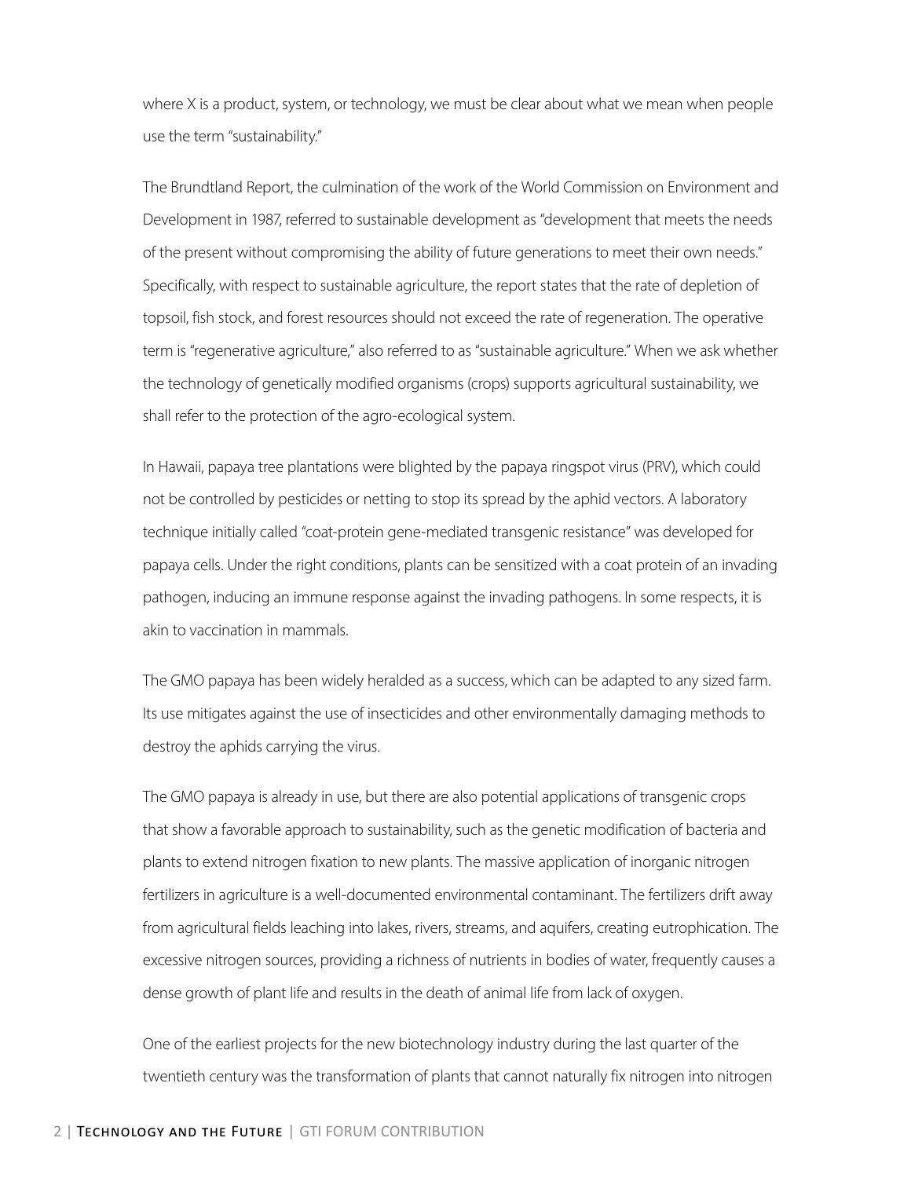where X is a product, system, or technology, we must be clear about what we mean when people use the term "sustainability."

The Brundtland Report, the culmination of the work of the World Commission on Environment and Development in 1987, referred to sustainable development as "development that meets the needs of the present without compromising the ability of future generations to meet their own needs." Specifically, with respect to sustainable agriculture, the report states that the rate of depletion of topsoil, fish stock, and forest resources should not exceed the rate of regeneration. The operative term is "regenerative agriculture," also referred to as "sustainable agriculture." When we ask whether the technology of genetically modified organisms (crops) supports agricultural sustainability, we shall refer to the protection of the agro-ecological system.

In Hawaii, papaya tree plantations were blighted by the papaya ringspot virus (PRV), which could not be controlled by pesticides or netting to stop its spread by the aphid vectors. A laboratory technique initially called "coat-protein gene-mediated transgenic resistance" was developed for papaya cells. Under the right conditions, plants can be sensitized with a coat protein of an invading pathogen, inducing an immune response against the invading pathogens. In some respects, it is akin to vaccination in mammals.

The GMO papaya has been widely heralded as a success, which can be adapted to any sized farm. Its use mitigates against the use of insecticides and other environmentally damaging methods to destroy the aphids carrying the virus.

The GMO papaya is already in use, but there are also potential applications of transgenic crops that show a favorable approach to sustainability, such as the genetic modification of bacteria and plants to extend nitrogen fixation to new plants. The massive application of inorganic nitrogen fertilizers in agriculture is a well-documented environmental contaminant. The fertilizers drift away from agricultural fields leaching into lakes, rivers, streams, and aquifers, creating eutrophication. The excessive nitrogen sources, providing a richness of nutrients in bodies of water, frequently causes a dense growth of plant life and results in the death of animal life from lack of oxygen.

One of the earliest projects for the new biotechnology industry during the last quarter of the twentieth century was the transformation of plants that cannot naturally fix nitrogen into nitrogen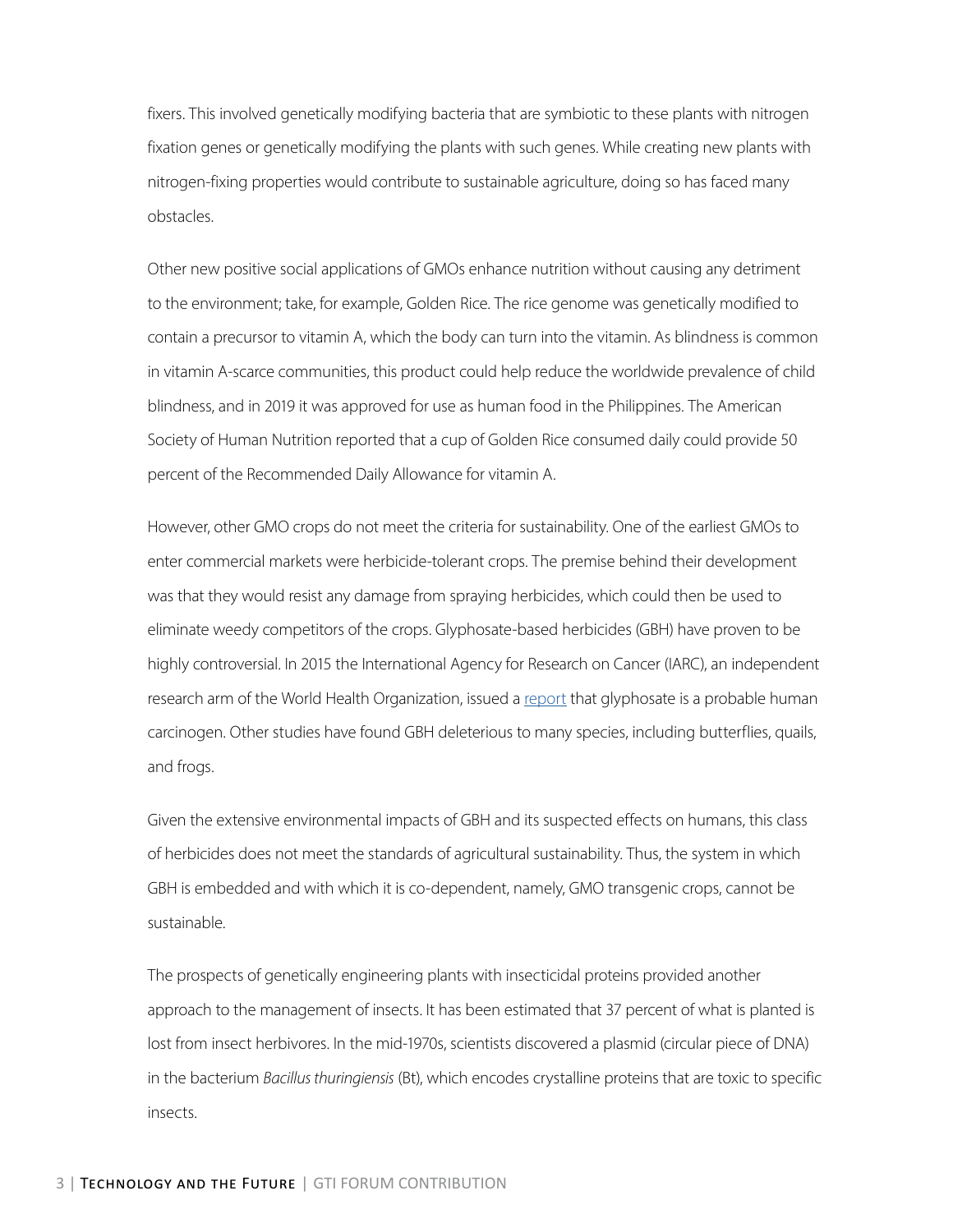fixers. This involved genetically modifying bacteria that are symbiotic to these plants with nitrogen fixation genes or genetically modifying the plants with such genes. While creating new plants with nitrogen-fixing properties would contribute to sustainable agriculture, doing so has faced many obstacles.

Other new positive social applications of GMOs enhance nutrition without causing any detriment to the environment; take, for example, Golden Rice. The rice genome was genetically modified to contain a precursor to vitamin A, which the body can turn into the vitamin. As blindness is common in vitamin A-scarce communities, this product could help reduce the worldwide prevalence of child blindness, and in 2019 it was approved for use as human food in the Philippines. The American Society of Human Nutrition reported that a cup of Golden Rice consumed daily could provide 50 percent of the Recommended Daily Allowance for vitamin A.

However, other GMO crops do not meet the criteria for sustainability. One of the earliest GMOs to enter commercial markets were herbicide-tolerant crops. The premise behind their development was that they would resist any damage from spraying herbicides, which could then be used to eliminate weedy competitors of the crops. Glyphosate-based herbicides (GBH) have proven to be highly controversial. In 2015 the International Agency for Research on Cancer (IARC), an independent research arm of the World Health Organization, issued a report that glyphosate is a probable human carcinogen. Other studies have found GBH deleterious to many species, including butterflies, quails, and frogs.

Given the extensive environmental impacts of GBH and its suspected effects on humans, this class of herbicides does not meet the standards of agricultural sustainability. Thus, the system in which GBH is embedded and with which it is co-dependent, namely, GMO transgenic crops, cannot be sustainable.

The prospects of genetically engineering plants with insecticidal proteins provided another approach to the management of insects. It has been estimated that 37 percent of what is planted is lost from insect herbivores. In the mid-1970s, scientists discovered a plasmid (circular piece of DNA) in the bacterium *Bacillus thuringiensis* (Bt), which encodes crystalline proteins that are toxic to specific insects.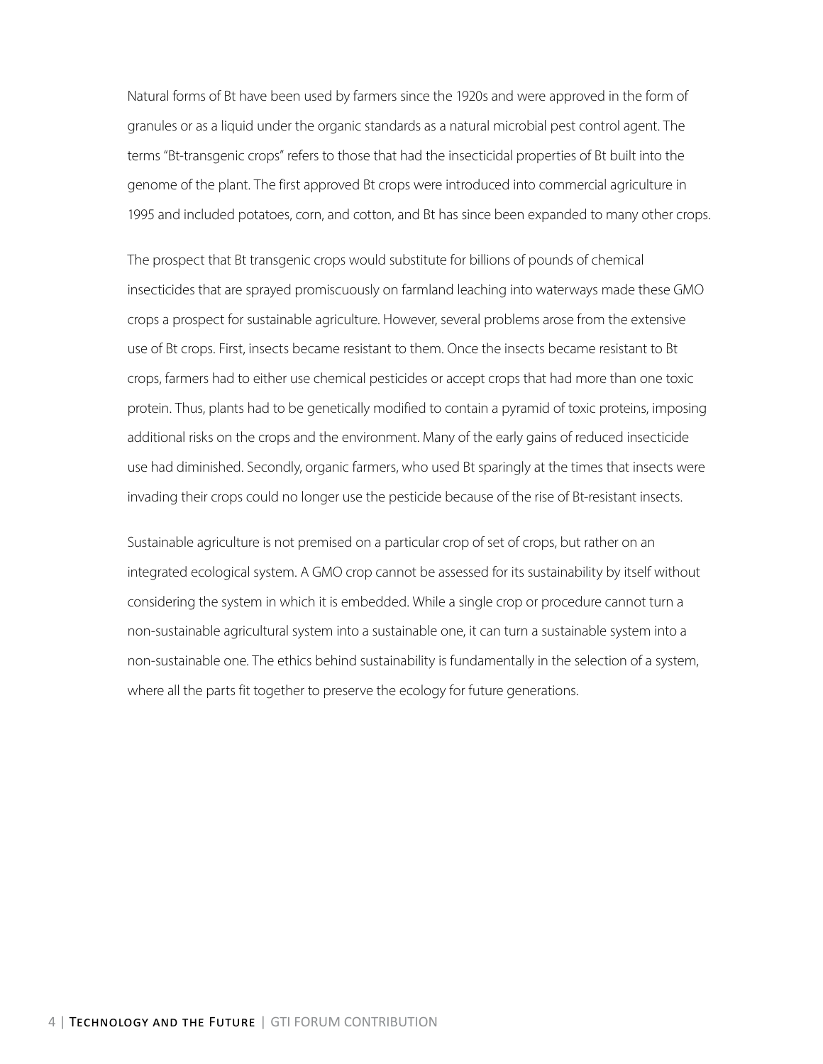Natural forms of Bt have been used by farmers since the 1920s and were approved in the form of granules or as a liquid under the organic standards as a natural microbial pest control agent. The terms "Bt-transgenic crops" refers to those that had the insecticidal properties of Bt built into the genome of the plant. The first approved Bt crops were introduced into commercial agriculture in 1995 and included potatoes, corn, and cotton, and Bt has since been expanded to many other crops.

The prospect that Bt transgenic crops would substitute for billions of pounds of chemical insecticides that are sprayed promiscuously on farmland leaching into waterways made these GMO crops a prospect for sustainable agriculture. However, several problems arose from the extensive use of Bt crops. First, insects became resistant to them. Once the insects became resistant to Bt crops, farmers had to either use chemical pesticides or accept crops that had more than one toxic protein. Thus, plants had to be genetically modified to contain a pyramid of toxic proteins, imposing additional risks on the crops and the environment. Many of the early gains of reduced insecticide use had diminished. Secondly, organic farmers, who used Bt sparingly at the times that insects were invading their crops could no longer use the pesticide because of the rise of Bt-resistant insects.

Sustainable agriculture is not premised on a particular crop of set of crops, but rather on an integrated ecological system. A GMO crop cannot be assessed for its sustainability by itself without considering the system in which it is embedded. While a single crop or procedure cannot turn a non-sustainable agricultural system into a sustainable one, it can turn a sustainable system into a non-sustainable one. The ethics behind sustainability is fundamentally in the selection of a system, where all the parts fit together to preserve the ecology for future generations.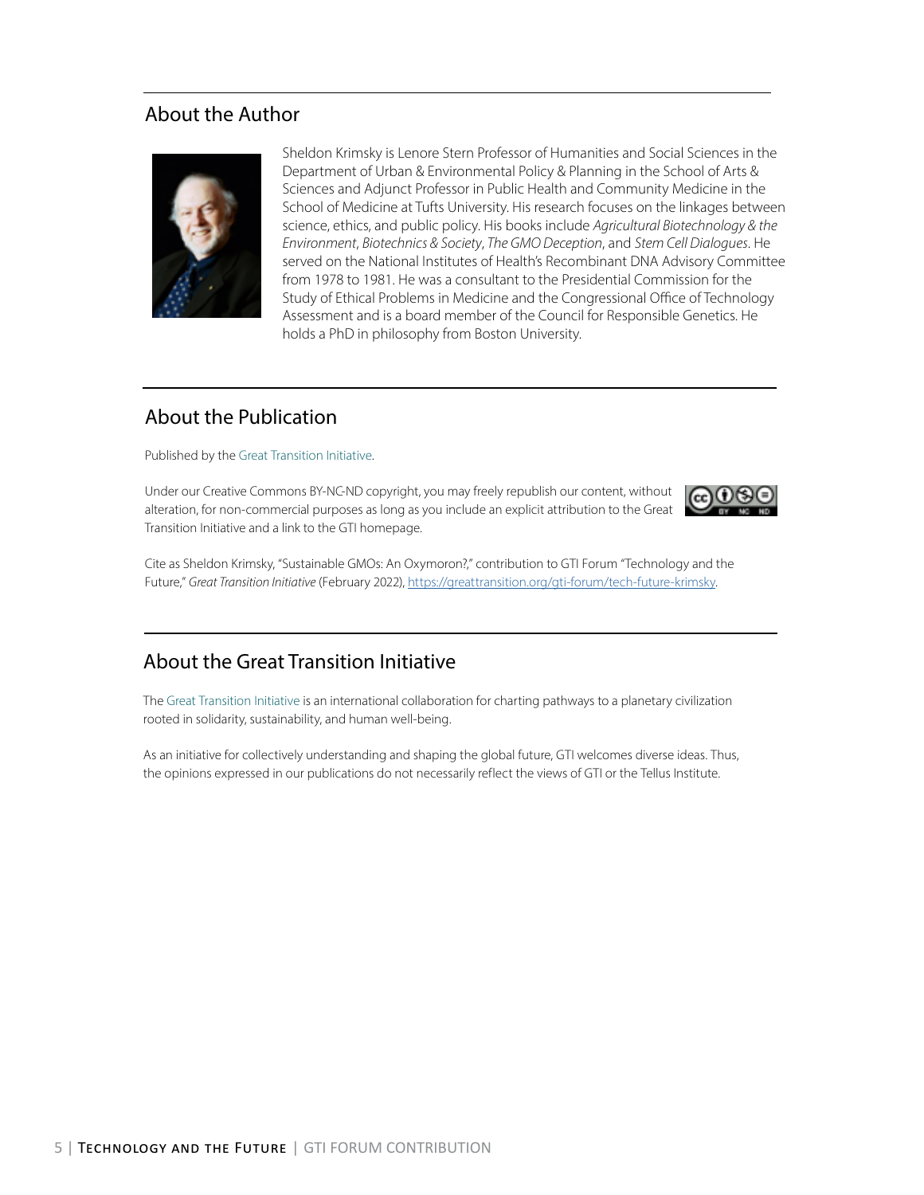## About the Author

Sheldon Krimsky is Lenore Stern Professor of Humanities and Social Sciences in the Department of Urban & Environmental Policy & Planning in the School of Arts & Sciences and Adjunct Professor in Public Health and Community Medicine in the School of Medicine at Tufts University. His research focuses on the linkages between science, ethics, and public policy. His books include *Agricultural Biotechnology & the Environment*, *Biotechnics & Society*, *The GMO Deception*, and *Stem Cell Dialogues*. He served on the National Institutes of Health's Recombinant DNA Advisory Committee from 1978 to 1981. He was a consultant to the Presidential Commission for the Study of Ethical Problems in Medicine and the Congressional Office of Technology Assessment and is a board member of the Council for Responsible Genetics. He holds a PhD in philosophy from Boston University.

## About the Publication

Published by the Great Transition Initiative.

Under our Creative Commons BY-NC-ND copyright, you may freely republish our content, without alteration, for non-commercial purposes as long as you include an explicit attribution to the Great Transition Initiative and a link to the GTI homepage.

Cite as Sheldon Krimsky, "Sustainable GMOs: An Oxymoron?," contribution to GTI Forum "Technology and the Future," *Great Transition Initiative* (February 2022), https://greattransition.org/gti-forum/tech-future-krimsky.

## About the Great Transition Initiative

The Great Transition Initiative is an international collaboration for charting pathways to a planetary civilization rooted in solidarity, sustainability, and human well-being.

As an initiative for collectively understanding and shaping the global future, GTI welcomes diverse ideas. Thus, the opinions expressed in our publications do not necessarily reflect the views of GTI or the Tellus Institute.